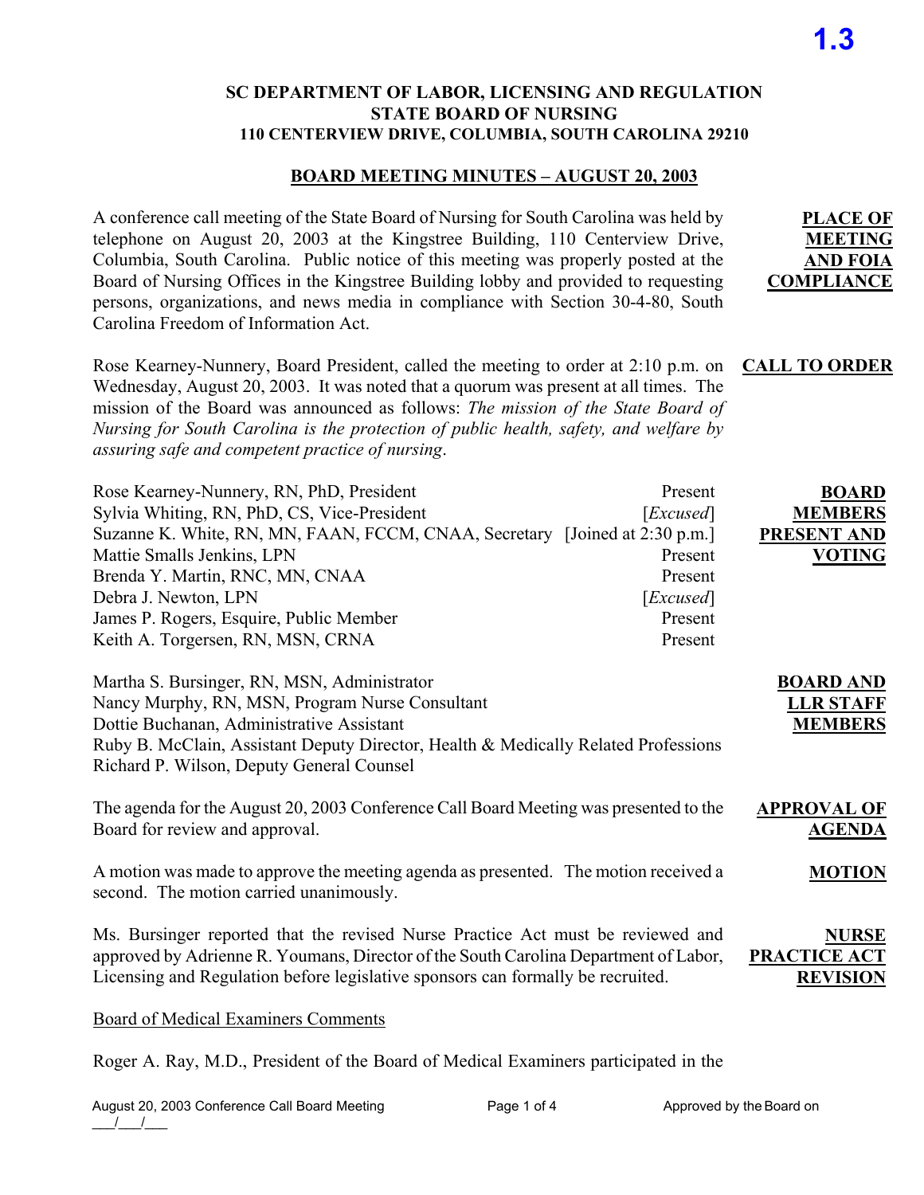1.3

**SC DEPARTMENT OF LABOR, LICENSING AND REGULATION**
**STATE BOARD OF NURSING**
**110 CENTERVIEW DRIVE, COLUMBIA, SOUTH CAROLINA 29210**

**BOARD MEETING MINUTES – AUGUST 20, 2003**

**PLACE OF MEETING AND FOIA COMPLIANCE**

A conference call meeting of the State Board of Nursing for South Carolina was held by telephone on August 20, 2003 at the Kingstree Building, 110 Centerview Drive, Columbia, South Carolina. Public notice of this meeting was properly posted at the Board of Nursing Offices in the Kingstree Building lobby and provided to requesting persons, organizations, and news media in compliance with Section 30-4-80, South Carolina Freedom of Information Act.

**CALL TO ORDER**

Rose Kearney-Nunnery, Board President, called the meeting to order at 2:10 p.m. on Wednesday, August 20, 2003. It was noted that a quorum was present at all times. The mission of the Board was announced as follows: *The mission of the State Board of Nursing for South Carolina is the protection of public health, safety, and welfare by assuring safe and competent practice of nursing*.

**BOARD MEMBERS PRESENT AND VOTING**

| | |
|---|---|
| Rose Kearney-Nunnery, RN, PhD, President | Present |
| Sylvia Whiting, RN, PhD, CS, Vice-President | [*Excused*] |
| Suzanne K. White, RN, MN, FAAN, FCCM, CNAA, Secretary | [Joined at 2:30 p.m.] |
| Mattie Smalls Jenkins, LPN | Present |
| Brenda Y. Martin, RNC, MN, CNAA | Present |
| Debra J. Newton, LPN | [*Excused*] |
| James P. Rogers, Esquire, Public Member | Present |
| Keith A. Torgersen, RN, MSN, CRNA | Present |

**BOARD AND LLR STAFF MEMBERS**

Martha S. Bursinger, RN, MSN, Administrator
Nancy Murphy, RN, MSN, Program Nurse Consultant
Dottie Buchanan, Administrative Assistant
Ruby B. McClain, Assistant Deputy Director, Health & Medically Related Professions
Richard P. Wilson, Deputy General Counsel

**APPROVAL OF AGENDA**

The agenda for the August 20, 2003 Conference Call Board Meeting was presented to the Board for review and approval.

**MOTION**

A motion was made to approve the meeting agenda as presented. The motion received a second. The motion carried unanimously.

**NURSE PRACTICE ACT REVISION**

Ms. Bursinger reported that the revised Nurse Practice Act must be reviewed and approved by Adrienne R. Youmans, Director of the South Carolina Department of Labor, Licensing and Regulation before legislative sponsors can formally be recruited.

Board of Medical Examiners Comments

Roger A. Ray, M.D., President of the Board of Medical Examiners participated in the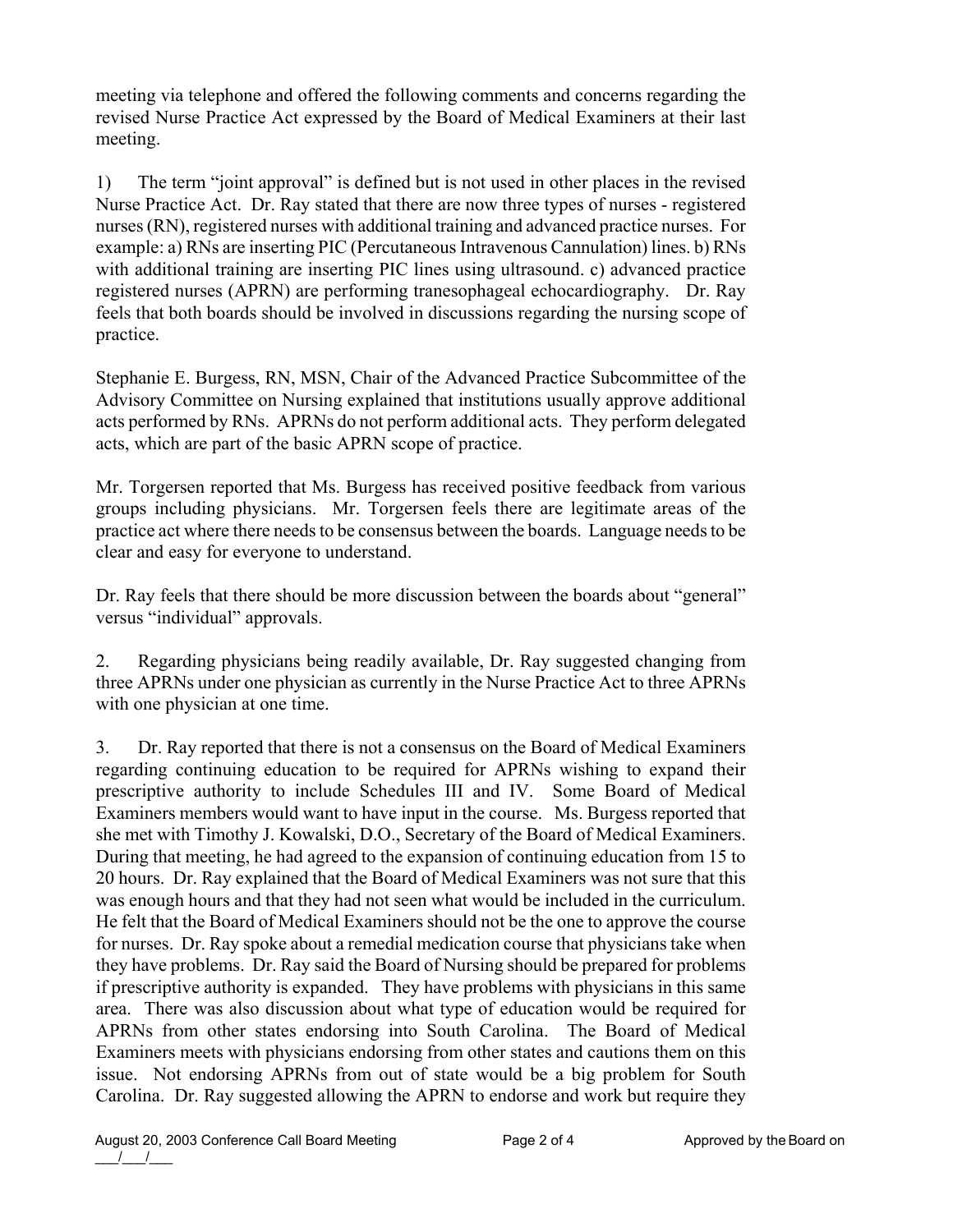meeting via telephone and offered the following comments and concerns regarding the revised Nurse Practice Act expressed by the Board of Medical Examiners at their last meeting.

1) The term "joint approval" is defined but is not used in other places in the revised Nurse Practice Act. Dr. Ray stated that there are now three types of nurses - registered nurses (RN), registered nurses with additional training and advanced practice nurses. For example: a) RNs are inserting PIC (Percutaneous Intravenous Cannulation) lines. b) RNs with additional training are inserting PIC lines using ultrasound. c) advanced practice registered nurses (APRN) are performing tranesophageal echocardiography. Dr. Ray feels that both boards should be involved in discussions regarding the nursing scope of practice.

Stephanie E. Burgess, RN, MSN, Chair of the Advanced Practice Subcommittee of the Advisory Committee on Nursing explained that institutions usually approve additional acts performed by RNs. APRNs do not perform additional acts. They perform delegated acts, which are part of the basic APRN scope of practice.

Mr. Torgersen reported that Ms. Burgess has received positive feedback from various groups including physicians. Mr. Torgersen feels there are legitimate areas of the practice act where there needs to be consensus between the boards. Language needs to be clear and easy for everyone to understand.

Dr. Ray feels that there should be more discussion between the boards about "general" versus "individual" approvals.

2. Regarding physicians being readily available, Dr. Ray suggested changing from three APRNs under one physician as currently in the Nurse Practice Act to three APRNs with one physician at one time.

3. Dr. Ray reported that there is not a consensus on the Board of Medical Examiners regarding continuing education to be required for APRNs wishing to expand their prescriptive authority to include Schedules III and IV. Some Board of Medical Examiners members would want to have input in the course. Ms. Burgess reported that she met with Timothy J. Kowalski, D.O., Secretary of the Board of Medical Examiners. During that meeting, he had agreed to the expansion of continuing education from 15 to 20 hours. Dr. Ray explained that the Board of Medical Examiners was not sure that this was enough hours and that they had not seen what would be included in the curriculum. He felt that the Board of Medical Examiners should not be the one to approve the course for nurses. Dr. Ray spoke about a remedial medication course that physicians take when they have problems. Dr. Ray said the Board of Nursing should be prepared for problems if prescriptive authority is expanded. They have problems with physicians in this same area. There was also discussion about what type of education would be required for APRNs from other states endorsing into South Carolina. The Board of Medical Examiners meets with physicians endorsing from other states and cautions them on this issue. Not endorsing APRNs from out of state would be a big problem for South Carolina. Dr. Ray suggested allowing the APRN to endorse and work but require they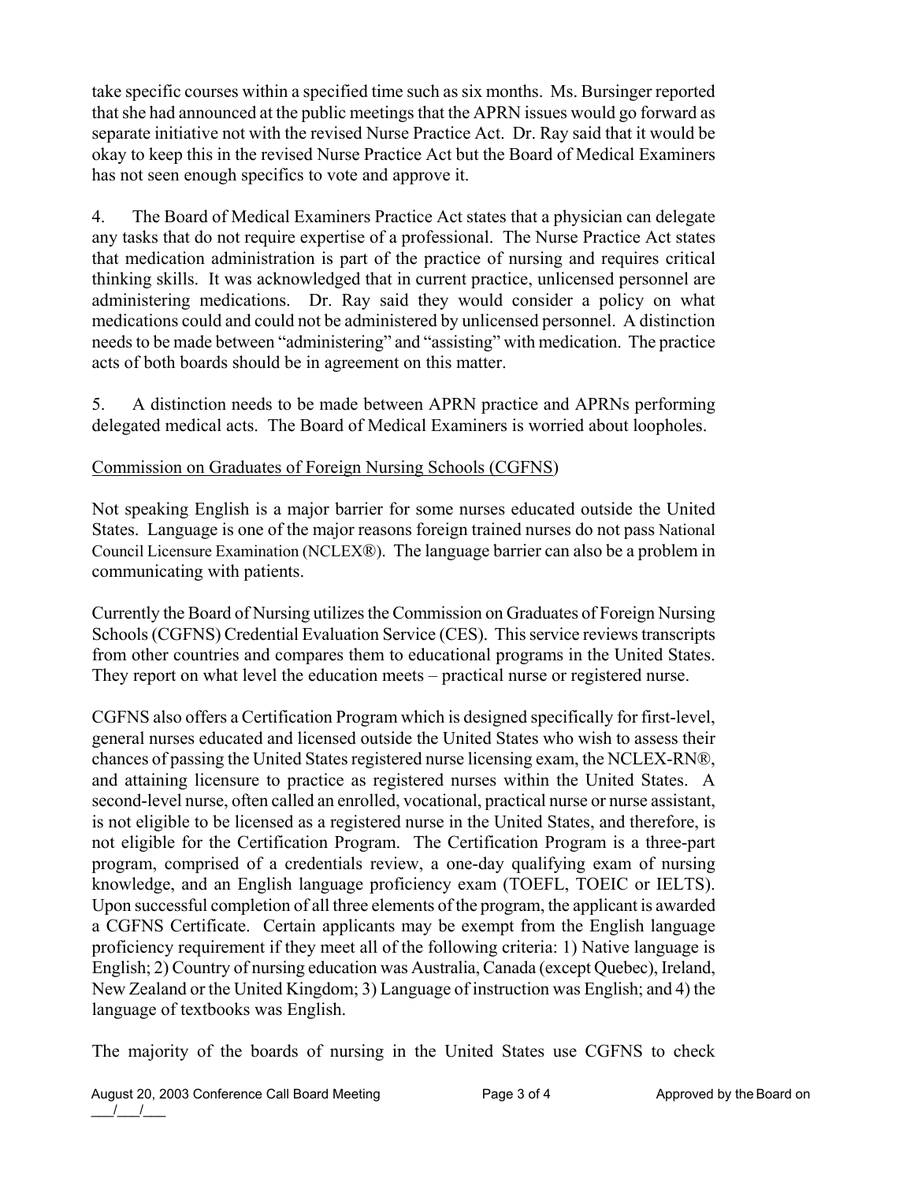take specific courses within a specified time such as six months. Ms. Bursinger reported that she had announced at the public meetings that the APRN issues would go forward as separate initiative not with the revised Nurse Practice Act. Dr. Ray said that it would be okay to keep this in the revised Nurse Practice Act but the Board of Medical Examiners has not seen enough specifics to vote and approve it.

4. The Board of Medical Examiners Practice Act states that a physician can delegate any tasks that do not require expertise of a professional. The Nurse Practice Act states that medication administration is part of the practice of nursing and requires critical thinking skills. It was acknowledged that in current practice, unlicensed personnel are administering medications. Dr. Ray said they would consider a policy on what medications could and could not be administered by unlicensed personnel. A distinction needs to be made between "administering" and "assisting" with medication. The practice acts of both boards should be in agreement on this matter.

5. A distinction needs to be made between APRN practice and APRNs performing delegated medical acts. The Board of Medical Examiners is worried about loopholes.

Commission on Graduates of Foreign Nursing Schools (CGFNS)

Not speaking English is a major barrier for some nurses educated outside the United States. Language is one of the major reasons foreign trained nurses do not pass National Council Licensure Examination (NCLEX®). The language barrier can also be a problem in communicating with patients.

Currently the Board of Nursing utilizes the Commission on Graduates of Foreign Nursing Schools (CGFNS) Credential Evaluation Service (CES). This service reviews transcripts from other countries and compares them to educational programs in the United States. They report on what level the education meets – practical nurse or registered nurse.

CGFNS also offers a Certification Program which is designed specifically for first-level, general nurses educated and licensed outside the United States who wish to assess their chances of passing the United States registered nurse licensing exam, the NCLEX-RN®, and attaining licensure to practice as registered nurses within the United States. A second-level nurse, often called an enrolled, vocational, practical nurse or nurse assistant, is not eligible to be licensed as a registered nurse in the United States, and therefore, is not eligible for the Certification Program. The Certification Program is a three-part program, comprised of a credentials review, a one-day qualifying exam of nursing knowledge, and an English language proficiency exam (TOEFL, TOEIC or IELTS). Upon successful completion of all three elements of the program, the applicant is awarded a CGFNS Certificate. Certain applicants may be exempt from the English language proficiency requirement if they meet all of the following criteria: 1) Native language is English; 2) Country of nursing education was Australia, Canada (except Quebec), Ireland, New Zealand or the United Kingdom; 3) Language of instruction was English; and 4) the language of textbooks was English.

The majority of the boards of nursing in the United States use CGFNS to check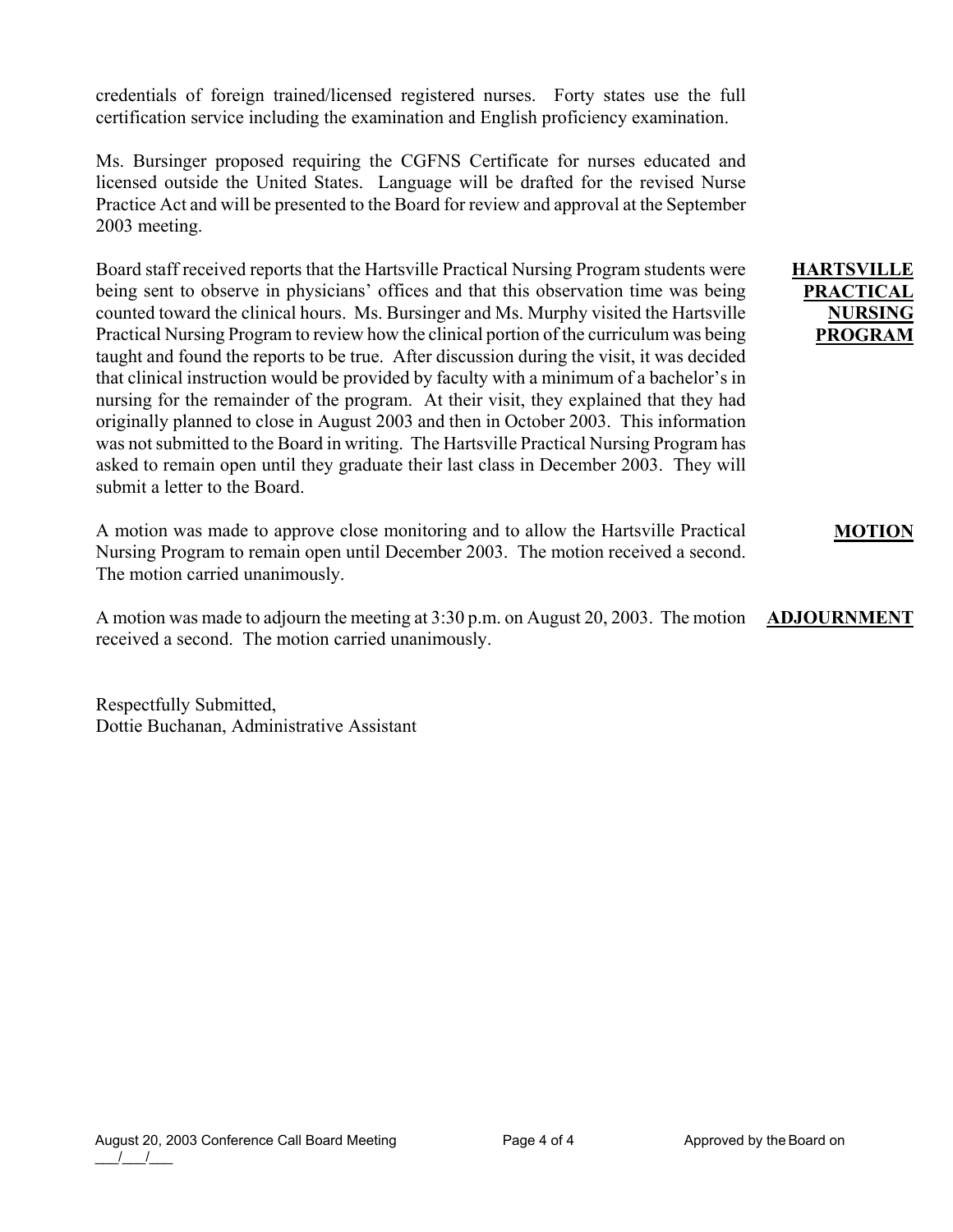credentials of foreign trained/licensed registered nurses. Forty states use the full certification service including the examination and English proficiency examination.

Ms. Bursinger proposed requiring the CGFNS Certificate for nurses educated and licensed outside the United States. Language will be drafted for the revised Nurse Practice Act and will be presented to the Board for review and approval at the September 2003 meeting.

**HARTSVILLE PRACTICAL NURSING PROGRAM**

Board staff received reports that the Hartsville Practical Nursing Program students were being sent to observe in physicians' offices and that this observation time was being counted toward the clinical hours. Ms. Bursinger and Ms. Murphy visited the Hartsville Practical Nursing Program to review how the clinical portion of the curriculum was being taught and found the reports to be true. After discussion during the visit, it was decided that clinical instruction would be provided by faculty with a minimum of a bachelor's in nursing for the remainder of the program. At their visit, they explained that they had originally planned to close in August 2003 and then in October 2003. This information was not submitted to the Board in writing. The Hartsville Practical Nursing Program has asked to remain open until they graduate their last class in December 2003. They will submit a letter to the Board.

**MOTION**

A motion was made to approve close monitoring and to allow the Hartsville Practical Nursing Program to remain open until December 2003. The motion received a second. The motion carried unanimously.

**ADJOURNMENT**

A motion was made to adjourn the meeting at 3:30 p.m. on August 20, 2003. The motion received a second. The motion carried unanimously.

Respectfully Submitted,
Dottie Buchanan, Administrative Assistant